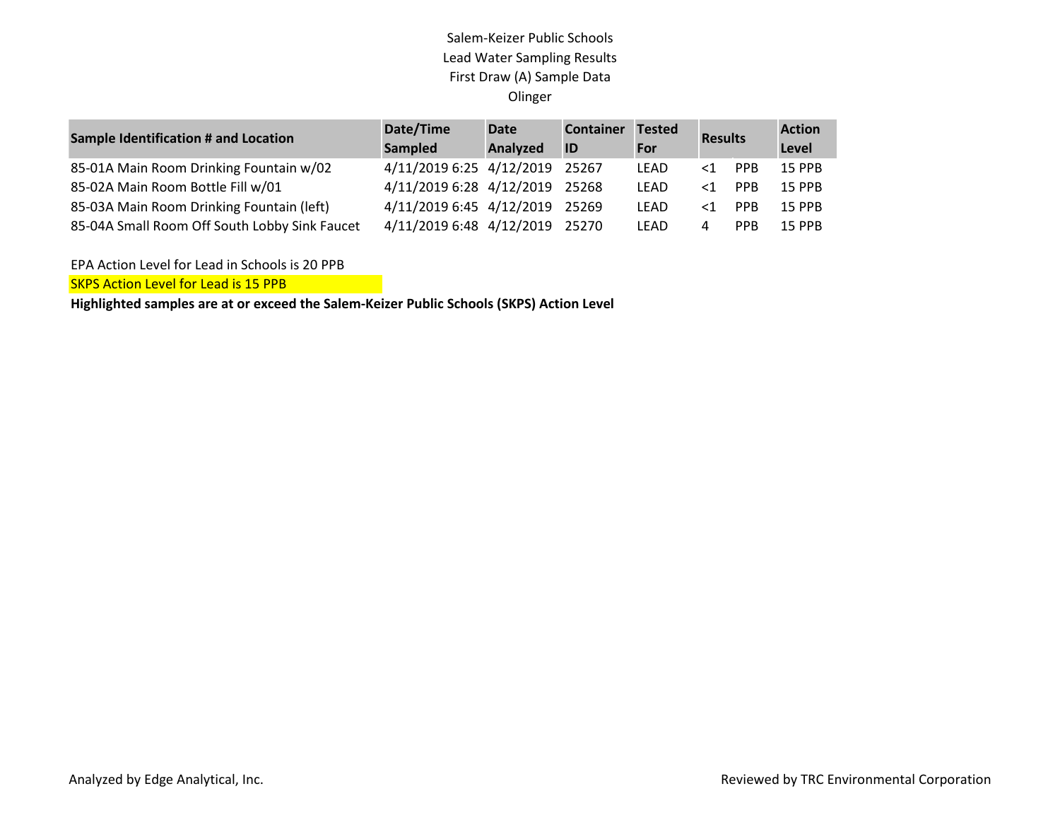Salem-Keizer Public Schools
Lead Water Sampling Results
First Draw (A) Sample Data
Olinger

| Sample Identification # and Location | Date/Time Sampled | Date Analyzed | Container ID | Tested For | Results | | Action Level |
|---|---|---|---|---|---|---|---|
| 85-01A Main Room Drinking Fountain w/02 | 4/11/2019 6:25 | 4/12/2019 | 25267 | LEAD | <1 | PPB | 15 PPB |
| 85-02A Main Room Bottle Fill w/01 | 4/11/2019 6:28 | 4/12/2019 | 25268 | LEAD | <1 | PPB | 15 PPB |
| 85-03A Main Room Drinking Fountain (left) | 4/11/2019 6:45 | 4/12/2019 | 25269 | LEAD | <1 | PPB | 15 PPB |
| 85-04A Small Room Off South Lobby Sink Faucet | 4/11/2019 6:48 | 4/12/2019 | 25270 | LEAD | 4 | PPB | 15 PPB |

EPA Action Level for Lead in Schools is 20 PPB

SKPS Action Level for Lead is 15 PPB

**Highlighted samples are at or exceed the Salem-Keizer Public Schools (SKPS) Action Level**

Analyzed by Edge Analytical, Inc.

Reviewed by TRC Environmental Corporation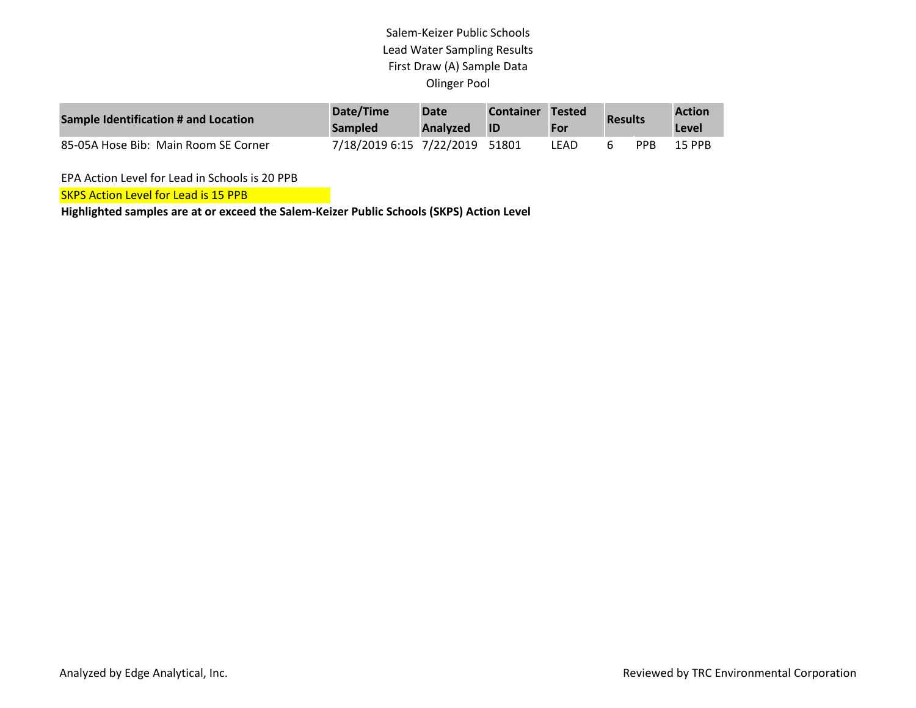Salem-Keizer Public Schools
Lead Water Sampling Results
First Draw (A) Sample Data
Olinger Pool

| Sample Identification # and Location | Date/Time Sampled | Date Analyzed | Container ID | Tested For | Results | | Action Level |
|---|---|---|---|---|---|---|---|
| 85-05A Hose Bib: Main Room SE Corner | 7/18/2019 6:15 | 7/22/2019 | 51801 | LEAD | 6 | PPB | 15 PPB |

EPA Action Level for Lead in Schools is 20 PPB

SKPS Action Level for Lead is 15 PPB

**Highlighted samples are at or exceed the Salem-Keizer Public Schools (SKPS) Action Level**

Analyzed by Edge Analytical, Inc.

Reviewed by TRC Environmental Corporation